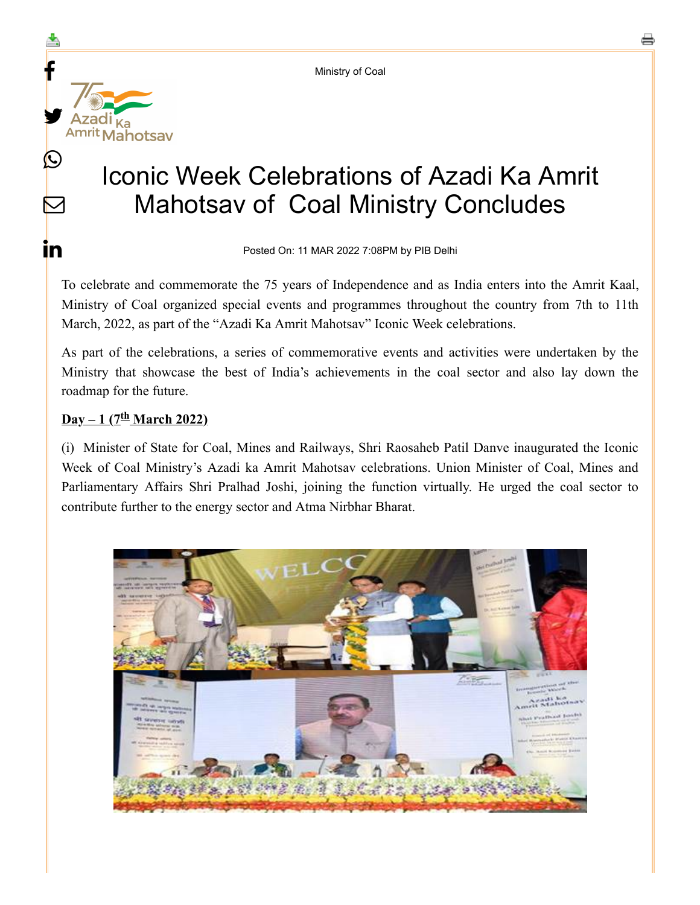Ministry of Coal

# Iconic Week Celebrations of Azadi Ka Amrit Mahotsav of Coal Ministry Concludes

Posted On: 11 MAR 2022 7:08PM by PIB Delhi

To celebrate and commemorate the 75 years of Independence and as India enters into the Amrit Kaal, Ministry of Coal organized special events and programmes throughout the country from 7th to 11th March, 2022, as part of the "Azadi Ka Amrit Mahotsav" Iconic Week celebrations.

As part of the celebrations, a series of commemorative events and activities were undertaken by the Ministry that showcase the best of India's achievements in the coal sector and also lay down the roadmap for the future.

**Day – 1 (7th March 2022)**

(i) Minister of State for Coal, Mines and Railways, Shri Raosaheb Patil Danve inaugurated the Iconic Week of Coal Ministry's Azadi ka Amrit Mahotsav celebrations. Union Minister of Coal, Mines and Parliamentary Affairs Shri Pralhad Joshi, joining the function virtually. He urged the coal sector to contribute further to the energy sector and Atma Nirbhar Bharat.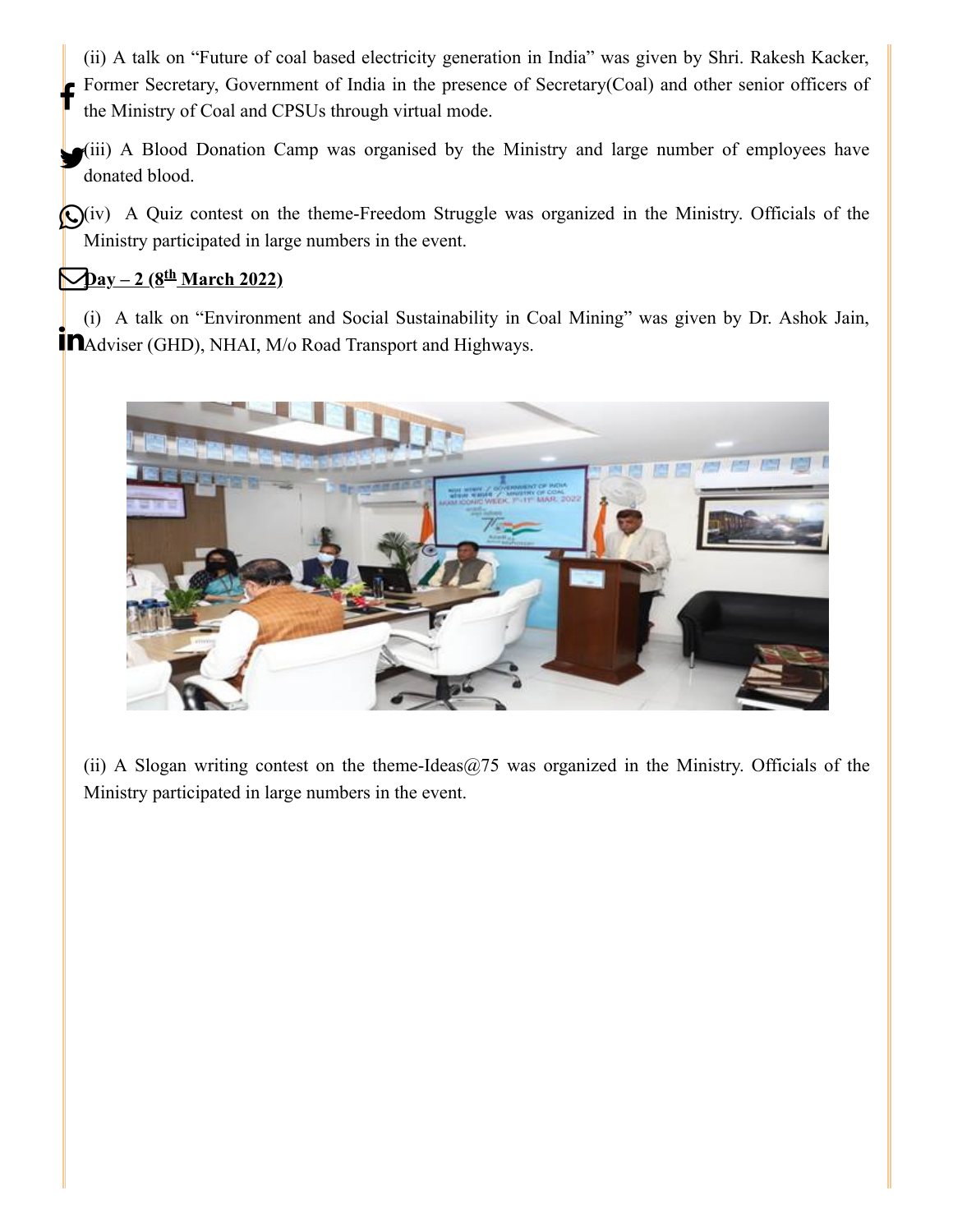(ii) A talk on "Future of coal based electricity generation in India" was given by Shri. Rakesh Kacker, Former Secretary, Government of India in the presence of Secretary(Coal) and other senior officers of the Ministry of Coal and CPSUs through virtual mode.

(iii) A Blood Donation Camp was organised by the Ministry and large number of employees have donated blood.

(iv) A Quiz contest on the theme-Freedom Struggle was organized in the Ministry. Officials of the Ministry participated in large numbers in the event.

**Day – 2 (8th March 2022)**

(i) A talk on "Environment and Social Sustainability in Coal Mining" was given by Dr. Ashok Jain, Adviser (GHD), NHAI, M/o Road Transport and Highways.

(ii) A Slogan writing contest on the theme-Ideas@75 was organized in the Ministry. Officials of the Ministry participated in large numbers in the event.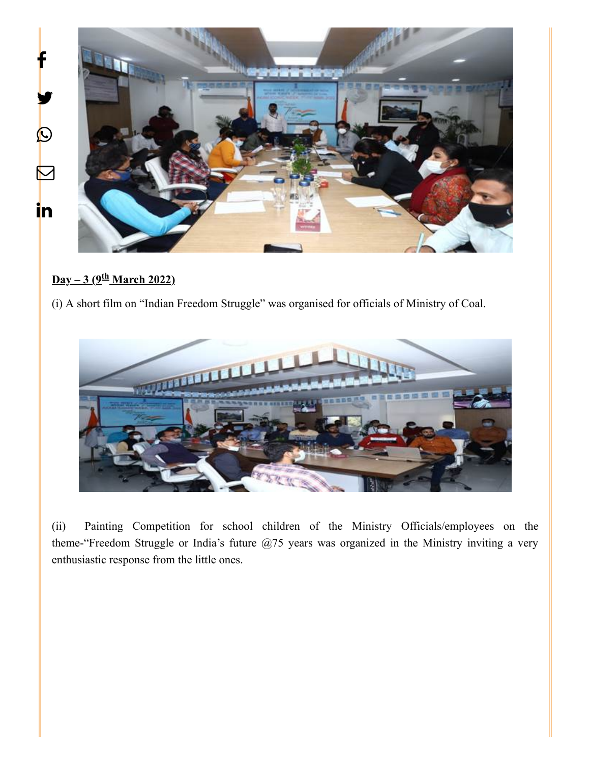**Day – 3 (9th March 2022)**

(i) A short film on “Indian Freedom Struggle” was organised for officials of Ministry of Coal.

(ii) Painting Competition for school children of the Ministry Officials/employees on the theme-“Freedom Struggle or India’s future @75 years was organized in the Ministry inviting a very enthusiastic response from the little ones.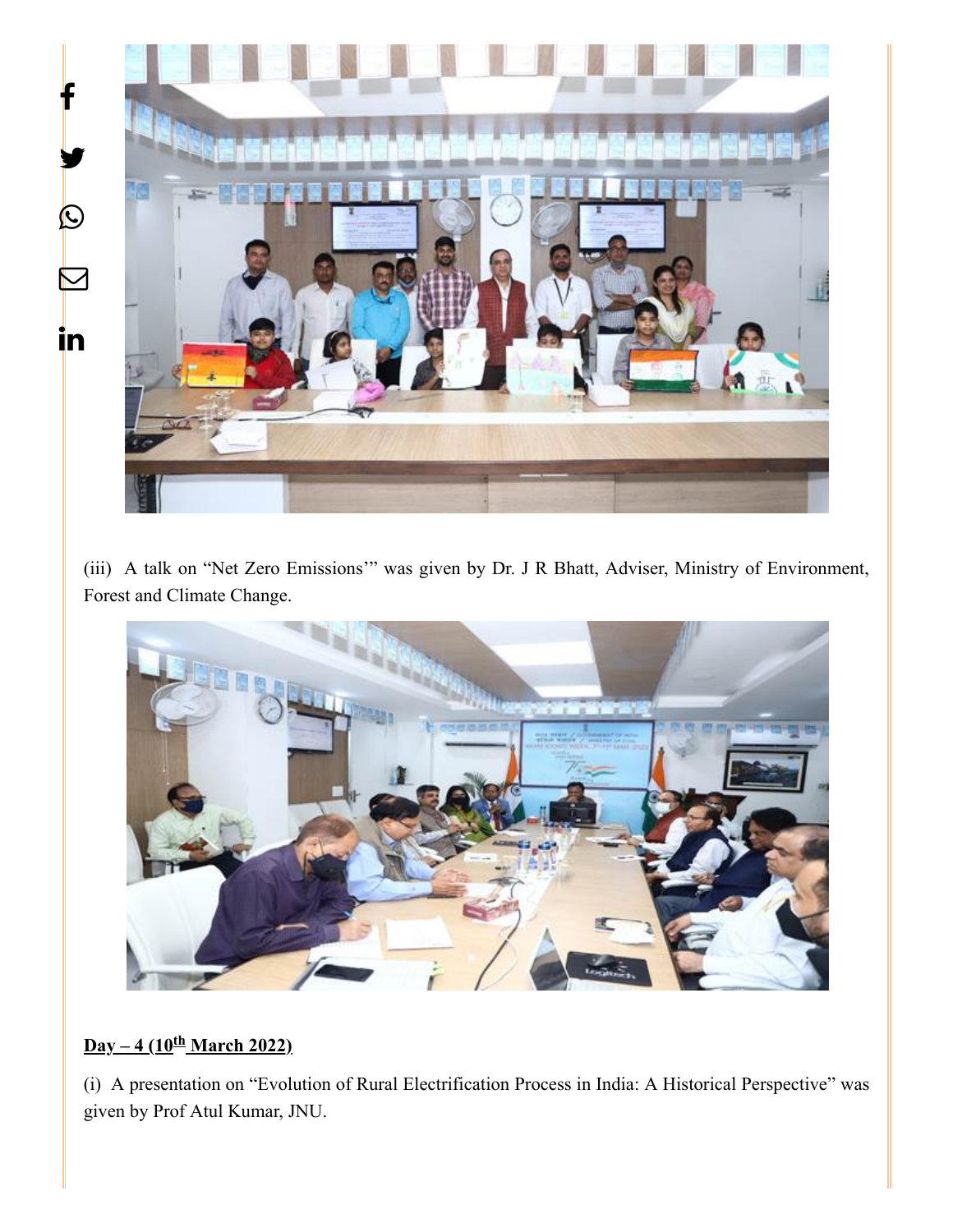(iii) A talk on "Net Zero Emissions'" was given by Dr. J R Bhatt, Adviser, Ministry of Environment, Forest and Climate Change.

**Day – 4 (10th March 2022)**

(i) A presentation on "Evolution of Rural Electrification Process in India: A Historical Perspective" was given by Prof Atul Kumar, JNU.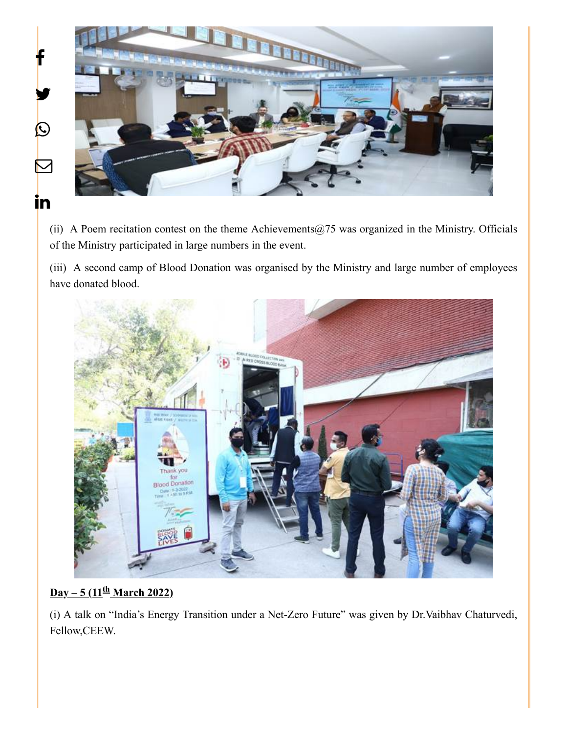(ii) A Poem recitation contest on the theme Achievements@75 was organized in the Ministry. Officials of the Ministry participated in large numbers in the event.

(iii) A second camp of Blood Donation was organised by the Ministry and large number of employees have donated blood.

**Day – 5 (11th March 2022)**

(i) A talk on "India's Energy Transition under a Net-Zero Future" was given by Dr.Vaibhav Chaturvedi, Fellow,CEEW.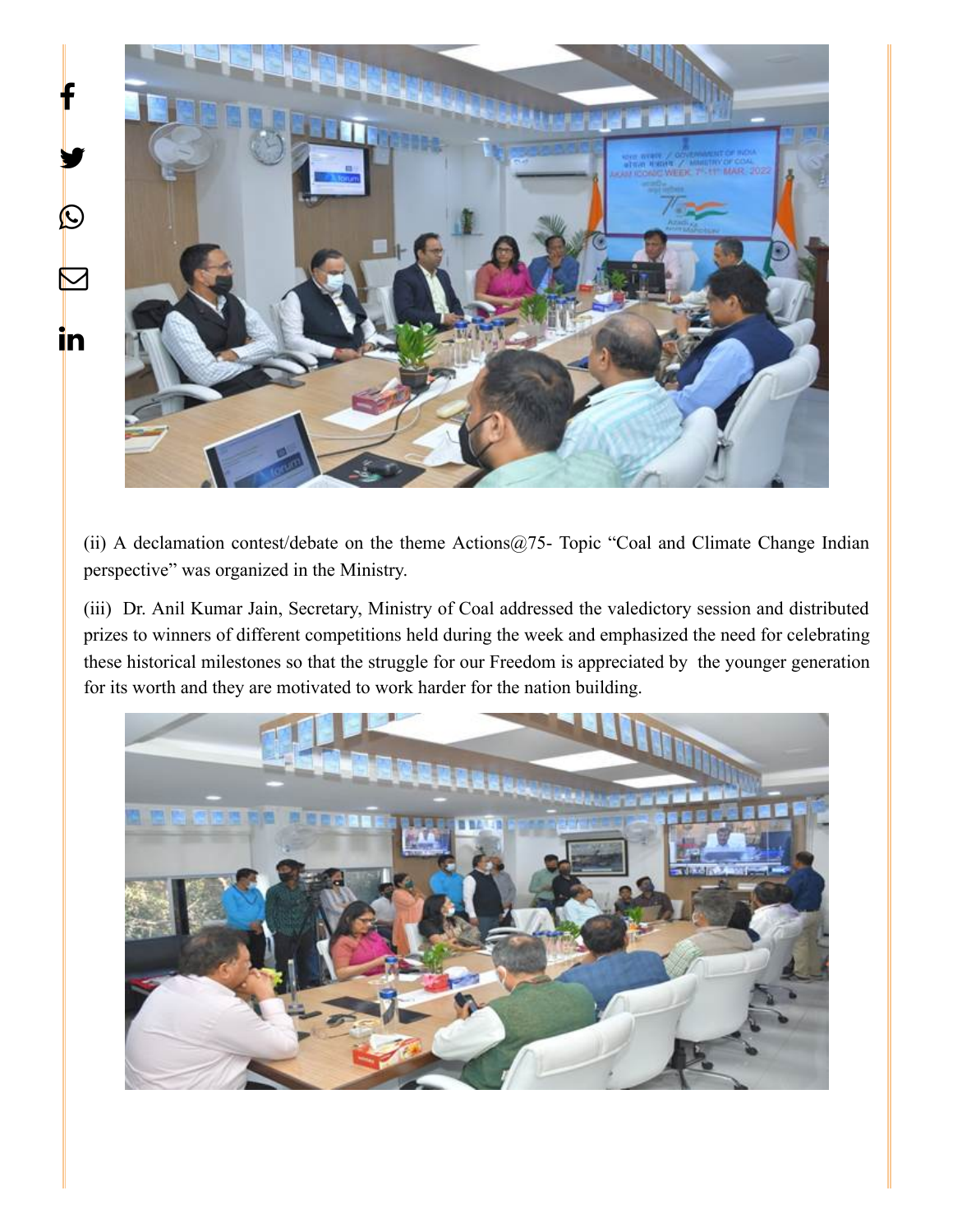(ii) A declamation contest/debate on the theme Actions@75- Topic “Coal and Climate Change Indian perspective” was organized in the Ministry.

(iii) Dr. Anil Kumar Jain, Secretary, Ministry of Coal addressed the valedictory session and distributed prizes to winners of different competitions held during the week and emphasized the need for celebrating these historical milestones so that the struggle for our Freedom is appreciated by the younger generation for its worth and they are motivated to work harder for the nation building.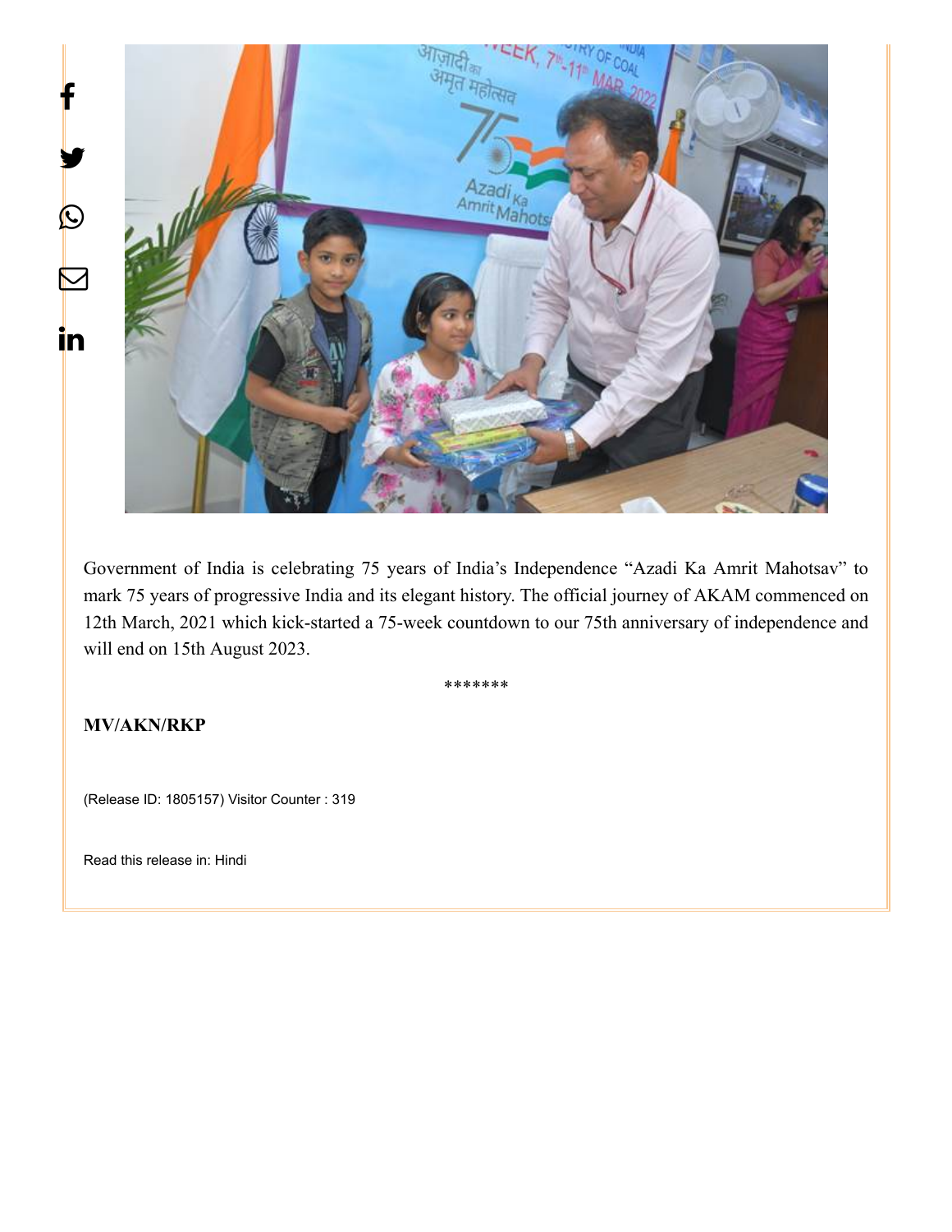Government of India is celebrating 75 years of India's Independence "Azadi Ka Amrit Mahotsav" to mark 75 years of progressive India and its elegant history. The official journey of AKAM commenced on 12th March, 2021 which kick-started a 75-week countdown to our 75th anniversary of independence and will end on 15th August 2023.

*******

**MV/AKN/RKP**

(Release ID: 1805157) Visitor Counter : 319

Read this release in: Hindi